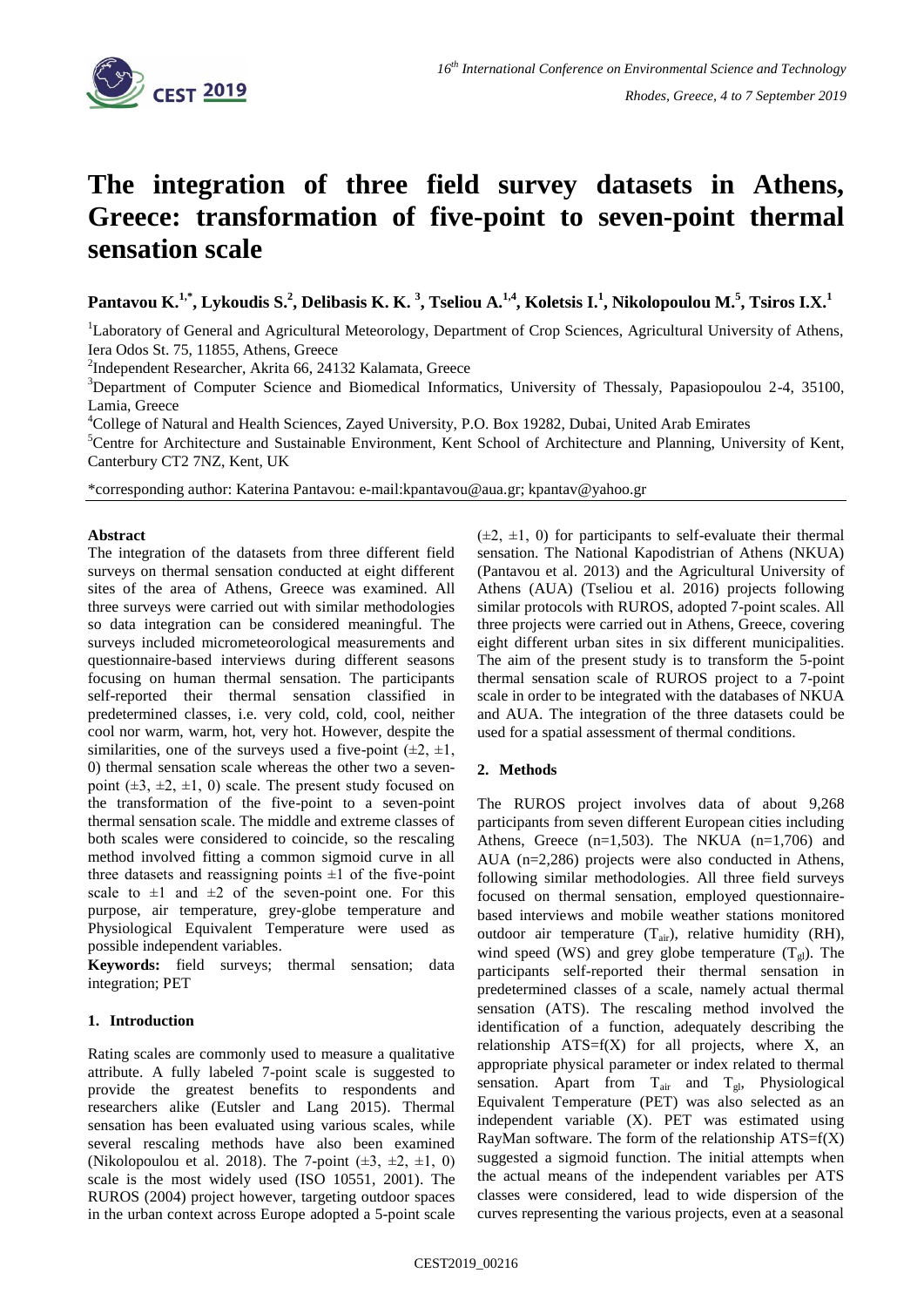# The integration of three field survey datasets in Athens, Greece: transformation of five-point to seven-point thermal sensation scale

**Pantavou K.[1,*], Lykoudis S.[2], Delibasis K. K.[3], Tseliou A.[1,4], Koletsis I.[1], Nikolopoulou M.[5], Tsiros I.X.[1]**

[1]Laboratory of General and Agricultural Meteorology, Department of Crop Sciences, Agricultural University of Athens, Iera Odos St. 75, 11855, Athens, Greece

[2]Independent Researcher, Akrita 66, 24132 Kalamata, Greece

[3]Department of Computer Science and Biomedical Informatics, University of Thessaly, Papasiopoulou 2-4, 35100, Lamia, Greece

[4]College of Natural and Health Sciences, Zayed University, P.O. Box 19282, Dubai, United Arab Emirates

[5]Centre for Architecture and Sustainable Environment, Kent School of Architecture and Planning, University of Kent, Canterbury CT2 7NZ, Kent, UK

*corresponding author: Katerina Pantavou: e-mail:kpantavou@aua.gr; kpantav@yahoo.gr

**Abstract**

The integration of the datasets from three different field surveys on thermal sensation conducted at eight different sites of the area of Athens, Greece was examined. All three surveys were carried out with similar methodologies so data integration can be considered meaningful. The surveys included micrometeorological measurements and questionnaire-based interviews during different seasons focusing on human thermal sensation. The participants self-reported their thermal sensation classified in predetermined classes, i.e. very cold, cold, cool, neither cool nor warm, warm, hot, very hot. However, despite the similarities, one of the surveys used a five-point ($\pm 2$, $\pm 1$, 0) thermal sensation scale whereas the other two a seven-point ($\pm 3$, $\pm 2$, $\pm 1$, 0) scale. The present study focused on the transformation of the five-point to a seven-point thermal sensation scale. The middle and extreme classes of both scales were considered to coincide, so the rescaling method involved fitting a common sigmoid curve in all three datasets and reassigning points $\pm 1$ of the five-point scale to $\pm 1$ and $\pm 2$ of the seven-point one. For this purpose, air temperature, grey-globe temperature and Physiological Equivalent Temperature were used as possible independent variables.

**Keywords:** field surveys; thermal sensation; data integration; PET

## 1. Introduction

Rating scales are commonly used to measure a qualitative attribute. A fully labeled 7-point scale is suggested to provide the greatest benefits to respondents and researchers alike (Eutsler and Lang 2015). Thermal sensation has been evaluated using various scales, while several rescaling methods have also been examined (Nikolopoulou et al. 2018). The 7-point ($\pm 3$, $\pm 2$, $\pm 1$, 0) scale is the most widely used (ISO 10551, 2001). The RUROS (2004) project however, targeting outdoor spaces in the urban context across Europe adopted a 5-point scale ($\pm 2$, $\pm 1$, 0) for participants to self-evaluate their thermal sensation. The National Kapodistrian of Athens (NKUA) (Pantavou et al. 2013) and the Agricultural University of Athens (AUA) (Tseliou et al. 2016) projects following similar protocols with RUROS, adopted 7-point scales. All three projects were carried out in Athens, Greece, covering eight different urban sites in six different municipalities. The aim of the present study is to transform the 5-point thermal sensation scale of RUROS project to a 7-point scale in order to be integrated with the databases of NKUA and AUA. The integration of the three datasets could be used for a spatial assessment of thermal conditions.

## 2. Methods

The RUROS project involves data of about 9,268 participants from seven different European cities including Athens, Greece (n=1,503). The NKUA (n=1,706) and AUA (n=2,286) projects were also conducted in Athens, following similar methodologies. All three field surveys focused on thermal sensation, employed questionnaire-based interviews and mobile weather stations monitored outdoor air temperature ($T_{air}$), relative humidity (RH), wind speed (WS) and grey globe temperature ($T_{gl}$). The participants self-reported their thermal sensation in predetermined classes of a scale, namely actual thermal sensation (ATS). The rescaling method involved the identification of a function, adequately describing the relationship ATS=f(X) for all projects, where X, an appropriate physical parameter or index related to thermal sensation. Apart from $T_{air}$ and $T_{gl}$, Physiological Equivalent Temperature (PET) was also selected as an independent variable (X). PET was estimated using RayMan software. The form of the relationship ATS=f(X) suggested a sigmoid function. The initial attempts when the actual means of the independent variables per ATS classes were considered, lead to wide dispersion of the curves representing the various projects, even at a seasonal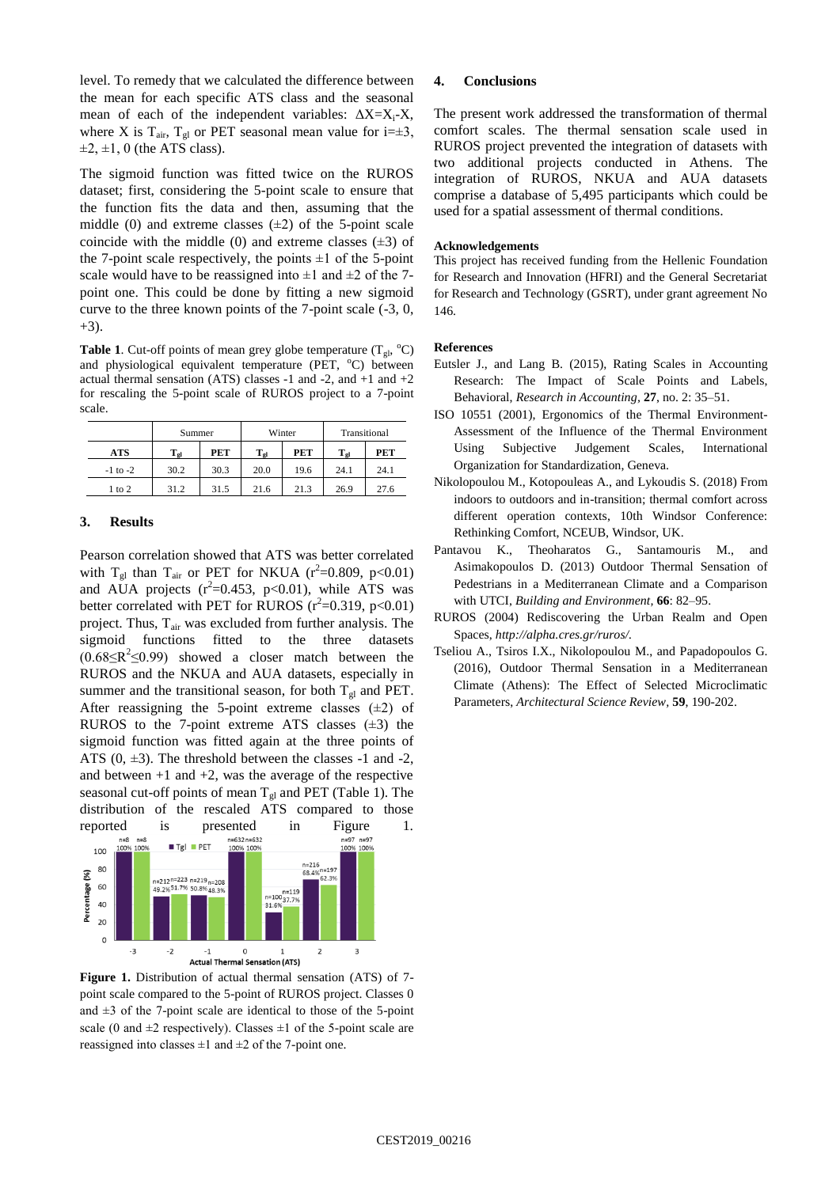level. To remedy that we calculated the difference between the mean for each specific ATS class and the seasonal mean of each of the independent variables: $\Delta X = X_i - X$, where X is $T_{air}$, $T_{gl}$ or PET seasonal mean value for $i = \pm 3, \pm 2, \pm 1, 0$ (the ATS class).

The sigmoid function was fitted twice on the RUROS dataset; first, considering the 5-point scale to ensure that the function fits the data and then, assuming that the middle (0) and extreme classes (±2) of the 5-point scale coincide with the middle (0) and extreme classes (±3) of the 7-point scale respectively, the points ±1 of the 5-point scale would have to be reassigned into ±1 and ±2 of the 7-point one. This could be done by fitting a new sigmoid curve to the three known points of the 7-point scale (-3, 0, +3).

**Table 1**. Cut-off points of mean grey globe temperature ($T_{gl}$, °C) and physiological equivalent temperature (PET, °C) between actual thermal sensation (ATS) classes -1 and -2, and +1 and +2 for rescaling the 5-point scale of RUROS project to a 7-point scale.

| | Summer | | Winter | | Transitional | |
|---|---|---|---|---|---|---|
| **ATS** | $T_{gl}$ | **PET** | $T_{gl}$ | **PET** | $T_{gl}$ | **PET** |
| -1 to -2 | 30.2 | 30.3 | 20.0 | 19.6 | 24.1 | 24.1 |
| 1 to 2 | 31.2 | 31.5 | 21.6 | 21.3 | 26.9 | 27.6 |

## 3. Results

Pearson correlation showed that ATS was better correlated with $T_{gl}$ than $T_{air}$ or PET for NKUA ($r^2$=0.809, p<0.01) and AUA projects ($r^2$=0.453, p<0.01), while ATS was better correlated with PET for RUROS ($r^2$=0.319, p<0.01) project. Thus, $T_{air}$ was excluded from further analysis. The sigmoid functions fitted to the three datasets ($0.68 \leq R^2 \leq 0.99$) showed a closer match between the RUROS and the NKUA and AUA datasets, especially in summer and the transitional season, for both $T_{gl}$ and PET. After reassigning the 5-point extreme classes (±2) of RUROS to the 7-point extreme ATS classes (±3) the sigmoid function was fitted again at the three points of ATS (0, ±3). The threshold between the classes -1 and -2, and between +1 and +2, was the average of the respective seasonal cut-off points of mean $T_{gl}$ and PET (Table 1). The distribution of the rescaled ATS compared to those reported is presented in Figure 1.

Tgl PET
n=8 n=8
100% 100%
n=212 n=223 n=219 n=208
49.2% 51.7% 50.8% 48.3%
n=632 n=632
100% 100%
n=100 n=119
31.6% 37.7%
n=216 n=197
68.4% 62.3%
n=97 n=97
100% 100%
Percentage (%)
0 20 40 60 80 100
-3 -2 -1 0 1 2 3
Actual Thermal Sensation (ATS)

**Figure 1.** Distribution of actual thermal sensation (ATS) of 7-point scale compared to the 5-point of RUROS project. Classes 0 and ±3 of the 7-point scale are identical to those of the 5-point scale (0 and ±2 respectively). Classes ±1 of the 5-point scale are reassigned into classes ±1 and ±2 of the 7-point one.

## 4. Conclusions

The present work addressed the transformation of thermal comfort scales. The thermal sensation scale used in RUROS project prevented the integration of datasets with two additional projects conducted in Athens. The integration of RUROS, NKUA and AUA datasets comprise a database of 5,495 participants which could be used for a spatial assessment of thermal conditions.

### Acknowledgements

This project has received funding from the Hellenic Foundation for Research and Innovation (HFRI) and the General Secretariat for Research and Technology (GSRT), under grant agreement No 146.

### References

Eutsler J., and Lang B. (2015), Rating Scales in Accounting Research: The Impact of Scale Points and Labels, Behavioral, *Research in Accounting*, **27**, no. 2: 35–51.

ISO 10551 (2001), Ergonomics of the Thermal Environment-Assessment of the Influence of the Thermal Environment Using Subjective Judgement Scales, International Organization for Standardization, Geneva.

Nikolopoulou M., Kotopouleas A., and Lykoudis S. (2018) From indoors to outdoors and in-transition; thermal comfort across different operation contexts, 10th Windsor Conference: Rethinking Comfort, NCEUB, Windsor, UK.

Pantavou K., Theoharatos G., Santamouris M., and Asimakopoulos D. (2013) Outdoor Thermal Sensation of Pedestrians in a Mediterranean Climate and a Comparison with UTCI, *Building and Environment*, **66**: 82–95.

RUROS (2004) Rediscovering the Urban Realm and Open Spaces, *http://alpha.cres.gr/ruros/*.

Tseliou A., Tsiros I.X., Nikolopoulou M., and Papadopoulos G. (2016), Outdoor Thermal Sensation in a Mediterranean Climate (Athens): The Effect of Selected Microclimatic Parameters, *Architectural Science Review*, **59**, 190-202.